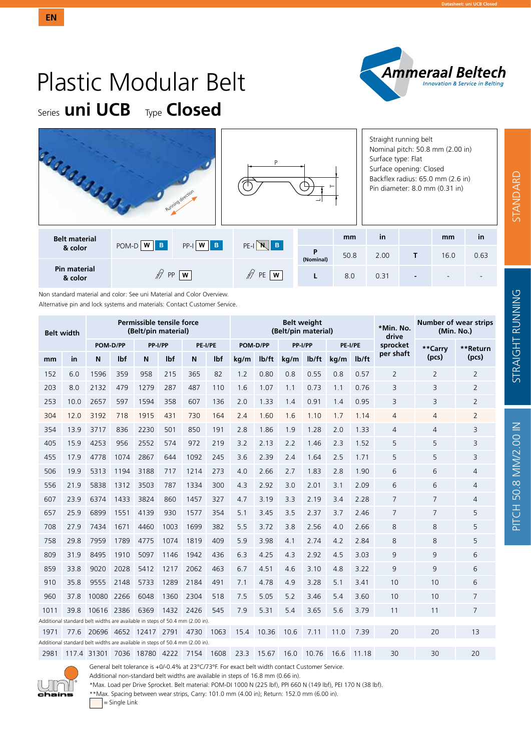EN

# Plastic Modular Belt

Series **uni UCB** Type **Closed**

Ammeraal Beltech — Innovation & Service in Belting

Straight running belt
Nominal pitch: 50.8 mm (2.00 in)
Surface type: Flat
Surface opening: Closed
Backflex radius: 65.0 mm (2.6 in)
Pin diameter: 8.0 mm (0.31 in)

| Belt material & color | POM-D W B | PP-I W B | PE-I N B |
|---|---|---|---|
| Pin material & color | PP W | PE W | |

| | mm | in | | mm | in |
|---|---|---|---|---|---|
| P (Nominal) | 50.8 | 2.00 | T | 16.0 | 0.63 |
| L | 8.0 | 0.31 | - | - | - |

Non standard material and color: See uni Material and Color Overview.
Alternative pin and lock systems and materials: Contact Customer Service.

| Belt width | | Permissible tensile force (Belt/pin material) | | | | | | Belt weight (Belt/pin material) | | | | | | *Min. No. drive sprocket per shaft | Number of wear strips (Min. No.) | |
|---|---|---|---|---|---|---|---|---|---|---|---|---|---|---|---|---|
| | | POM-D/PP | | PP-I/PP | | PE-I/PE | | POM-D/PP | | PP-I/PP | | PE-I/PE | | | **Carry (pcs) | **Return (pcs) |
| mm | in | N | lbf | N | lbf | N | lbf | kg/m | lb/ft | kg/m | lb/ft | kg/m | lb/ft | | | |
| 152 | 6.0 | 1596 | 359 | 958 | 215 | 365 | 82 | 1.2 | 0.80 | 0.8 | 0.55 | 0.8 | 0.57 | 2 | 2 | 2 |
| 203 | 8.0 | 2132 | 479 | 1279 | 287 | 487 | 110 | 1.6 | 1.07 | 1.1 | 0.73 | 1.1 | 0.76 | 3 | 3 | 2 |
| 253 | 10.0 | 2657 | 597 | 1594 | 358 | 607 | 136 | 2.0 | 1.33 | 1.4 | 0.91 | 1.4 | 0.95 | 3 | 3 | 2 |
| 304 | 12.0 | 3192 | 718 | 1915 | 431 | 730 | 164 | 2.4 | 1.60 | 1.6 | 1.10 | 1.7 | 1.14 | 4 | 4 | 2 |
| 354 | 13.9 | 3717 | 836 | 2230 | 501 | 850 | 191 | 2.8 | 1.86 | 1.9 | 1.28 | 2.0 | 1.33 | 4 | 4 | 3 |
| 405 | 15.9 | 4253 | 956 | 2552 | 574 | 972 | 219 | 3.2 | 2.13 | 2.2 | 1.46 | 2.3 | 1.52 | 5 | 5 | 3 |
| 455 | 17.9 | 4778 | 1074 | 2867 | 644 | 1092 | 245 | 3.6 | 2.39 | 2.4 | 1.64 | 2.5 | 1.71 | 5 | 5 | 3 |
| 506 | 19.9 | 5313 | 1194 | 3188 | 717 | 1214 | 273 | 4.0 | 2.66 | 2.7 | 1.83 | 2.8 | 1.90 | 6 | 6 | 4 |
| 556 | 21.9 | 5838 | 1312 | 3503 | 787 | 1334 | 300 | 4.3 | 2.92 | 3.0 | 2.01 | 3.1 | 2.09 | 6 | 6 | 4 |
| 607 | 23.9 | 6374 | 1433 | 3824 | 860 | 1457 | 327 | 4.7 | 3.19 | 3.3 | 2.19 | 3.4 | 2.28 | 7 | 7 | 4 |
| 657 | 25.9 | 6899 | 1551 | 4139 | 930 | 1577 | 354 | 5.1 | 3.45 | 3.5 | 2.37 | 3.7 | 2.46 | 7 | 7 | 5 |
| 708 | 27.9 | 7434 | 1671 | 4460 | 1003 | 1699 | 382 | 5.5 | 3.72 | 3.8 | 2.56 | 4.0 | 2.66 | 8 | 8 | 5 |
| 758 | 29.8 | 7959 | 1789 | 4775 | 1074 | 1819 | 409 | 5.9 | 3.98 | 4.1 | 2.74 | 4.2 | 2.84 | 8 | 8 | 5 |
| 809 | 31.9 | 8495 | 1910 | 5097 | 1146 | 1942 | 436 | 6.3 | 4.25 | 4.3 | 2.92 | 4.5 | 3.03 | 9 | 9 | 6 |
| 859 | 33.8 | 9020 | 2028 | 5412 | 1217 | 2062 | 463 | 6.7 | 4.51 | 4.6 | 3.10 | 4.8 | 3.22 | 9 | 9 | 6 |
| 910 | 35.8 | 9555 | 2148 | 5733 | 1289 | 2184 | 491 | 7.1 | 4.78 | 4.9 | 3.28 | 5.1 | 3.41 | 10 | 10 | 6 |
| 960 | 37.8 | 10080 | 2266 | 6048 | 1360 | 2304 | 518 | 7.5 | 5.05 | 5.2 | 3.46 | 5.4 | 3.60 | 10 | 10 | 7 |
| 1011 | 39.8 | 10616 | 2386 | 6369 | 1432 | 2426 | 545 | 7.9 | 5.31 | 5.4 | 3.65 | 5.6 | 3.79 | 11 | 11 | 7 |
| Additional standard belt widths are available in steps of 50.4 mm (2.00 in). | | | | | | | | | | | | | | | | |
| 1971 | 77.6 | 20696 | 4652 | 12417 | 2791 | 4730 | 1063 | 15.4 | 10.36 | 10.6 | 7.11 | 11.0 | 7.39 | 20 | 20 | 13 |
| Additional standard belt widths are available in steps of 50.4 mm (2.00 in). | | | | | | | | | | | | | | | | |
| 2981 | 117.4 | 31301 | 7036 | 18780 | 4222 | 7154 | 1608 | 23.3 | 15.67 | 16.0 | 10.76 | 16.6 | 11.18 | 30 | 30 | 20 |

General belt tolerance is +0/-0.4% at 23°C/73°F. For exact belt width contact Customer Service.
Additional non-standard belt widths are available in steps of 16.8 mm (0.66 in).
*Max. Load per Drive Sprocket. Belt material: POM-DI 1000 N (225 lbf), PPI 660 N (149 lbf), PEI 170 N (38 lbf).
**Max. Spacing between wear strips, Carry: 101.0 mm (4.00 in); Return: 152.0 mm (6.00 in).
= Single Link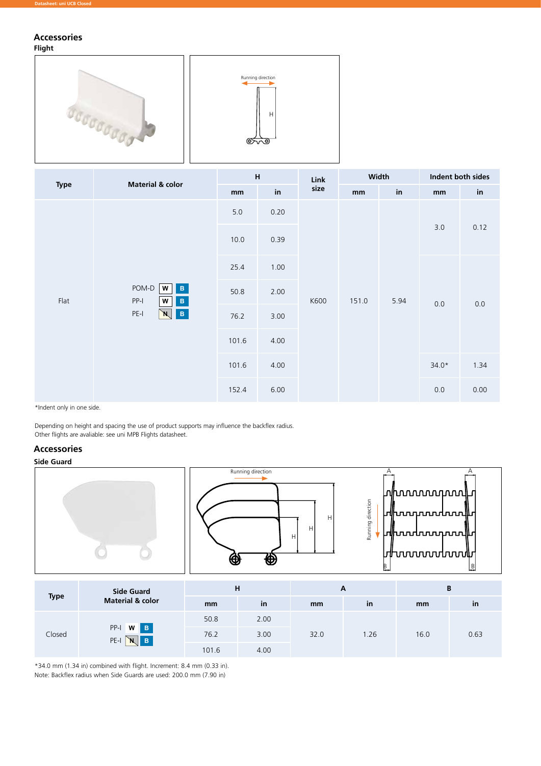## Accessories

### Flight

| Type | Material & color | H | | Link size | Width | | Indent both sides | |
|---|---|---|---|---|---|---|---|---|
| | | mm | in | | mm | in | mm | in |
| Flat | POM-D W B<br>PP-I W B<br>PE-I N B | 5.0 | 0.20 | K600 | 151.0 | 5.94 | 3.0 | 0.12 |
| | | 10.0 | 0.39 | | | | | |
| | | 25.4 | 1.00 | | | | 0.0 | 0.0 |
| | | 50.8 | 2.00 | | | | | |
| | | 76.2 | 3.00 | | | | | |
| | | 101.6 | 4.00 | | | | | |
| | | 101.6 | 4.00 | | | | 34.0* | 1.34 |
| | | 152.4 | 6.00 | | | | 0.0 | 0.00 |

*Indent only in one side.

Depending on height and spacing the use of product supports may influence the backflex radius.
Other flights are avaliable: see uni MPB Flights datasheet.

## Accessories

### Side Guard

| Type | Side Guard Material & color | H | | A | | B | |
|---|---|---|---|---|---|---|---|
| | | mm | in | mm | in | mm | in |
| Closed | PP-I W B<br>PE-I N B | 50.8 | 2.00 | 32.0 | 1.26 | 16.0 | 0.63 |
| | | 76.2 | 3.00 | | | | |
| | | 101.6 | 4.00 | | | | |

*34.0 mm (1.34 in) combined with flight. Increment: 8.4 mm (0.33 in).
Note: Backflex radius when Side Guards are used: 200.0 mm (7.90 in)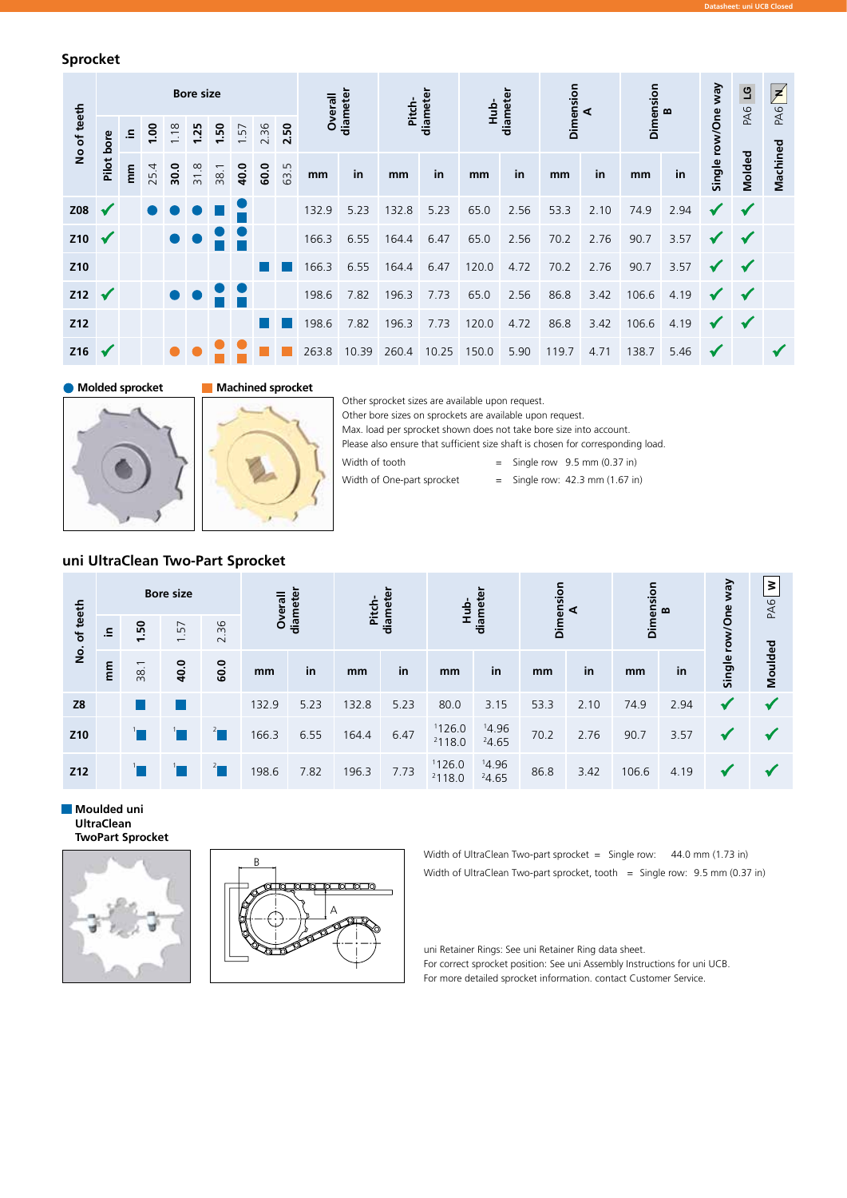## Sprocket

| No of teeth | Pilot bore | Bore size in | 1.00 | 1.18 | 1.25 | 1.50 | 1.57 | 2.36 | 2.50 | Overall diameter | | Pitch-diameter | | Hub-diameter | | Dimension A | | Dimension B | | Single row/One way | PA6 LG Molded | PA6 N Machined |
|---|---|---|---|---|---|---|---|---|---|---|---|---|---|---|---|---|---|---|---|---|---|---|
| | | **Bore size mm** | **25.4** | **30.0** | **31.8** | **38.1** | **40.0** | **60.0** | **63.5** | **mm** | **in** | **mm** | **in** | **mm** | **in** | **mm** | **in** | **mm** | **in** | | | |
| **Z08** | ✓ | | ● | ● | ● | ■ | ● ■ | | | 132.9 | 5.23 | 132.8 | 5.23 | 65.0 | 2.56 | 53.3 | 2.10 | 74.9 | 2.94 | ✓ | ✓ | |
| **Z10** | ✓ | | | ● | ● | ● ■ | ● ■ | | | 166.3 | 6.55 | 164.4 | 6.47 | 65.0 | 2.56 | 70.2 | 2.76 | 90.7 | 3.57 | ✓ | ✓ | |
| **Z10** | | | | | | | | ■ | ■ | 166.3 | 6.55 | 164.4 | 6.47 | 120.0 | 4.72 | 70.2 | 2.76 | 90.7 | 3.57 | ✓ | ✓ | |
| **Z12** | ✓ | | | ● | ● | ● ■ | ● ■ | | | 198.6 | 7.82 | 196.3 | 7.73 | 65.0 | 2.56 | 86.8 | 3.42 | 106.6 | 4.19 | ✓ | ✓ | |
| **Z12** | | | | | | | | ■ | ■ | 198.6 | 7.82 | 196.3 | 7.73 | 120.0 | 4.72 | 86.8 | 3.42 | 106.6 | 4.19 | ✓ | ✓ | |
| **Z16** | ✓ | | | ● | ● | ● ■ | ● ■ | ■ | ■ | 263.8 | 10.39 | 260.4 | 10.25 | 150.0 | 5.90 | 119.7 | 4.71 | 138.7 | 5.46 | ✓ | | ✓ |

● Molded sprocket ■ Machined sprocket

Other sprocket sizes are available upon request.
Other bore sizes on sprockets are available upon request.
Max. load per sprocket shown does not take bore size into account.
Please also ensure that sufficient size shaft is chosen for corresponding load.

Width of tooth = Single row 9.5 mm (0.37 in)
Width of One-part sprocket = Single row: 42.3 mm (1.67 in)

## uni UltraClean Two-Part Sprocket

| No. of teeth | Bore size in | 1.50 | 1.57 | 2.36 | Overall diameter | | Pitch-diameter | | Hub-diameter | | Dimension A | | Dimension B | | Single row/One way | PA6 W Moulded |
|---|---|---|---|---|---|---|---|---|---|---|---|---|---|---|---|---|
| | **Bore size mm** | **38.1** | **40.0** | **60.0** | **mm** | **in** | **mm** | **in** | **mm** | **in** | **mm** | **in** | **mm** | **in** | | |
| **Z8** | | ■ | ■ | | 132.9 | 5.23 | 132.8 | 5.23 | 80.0 | 3.15 | 53.3 | 2.10 | 74.9 | 2.94 | ✓ | ✓ |
| **Z10** | | [1]■ | [1]■ | [2]■ | 166.3 | 6.55 | 164.4 | 6.47 | [1]126.0 [2]118.0 | [1]4.96 [2]4.65 | 70.2 | 2.76 | 90.7 | 3.57 | ✓ | ✓ |
| **Z12** | | [1]■ | [1]■ | [2]■ | 198.6 | 7.82 | 196.3 | 7.73 | [1]126.0 [2]118.0 | [1]4.96 [2]4.65 | 86.8 | 3.42 | 106.6 | 4.19 | ✓ | ✓ |

■ **Moulded uni UltraClean TwoPart Sprocket**

Width of UltraClean Two-part sprocket = Single row: 44.0 mm (1.73 in)
Width of UltraClean Two-part sprocket, tooth = Single row: 9.5 mm (0.37 in)

uni Retainer Rings: See uni Retainer Ring data sheet.
For correct sprocket position: See uni Assembly Instructions for uni UCB.
For more detailed sprocket information. contact Customer Service.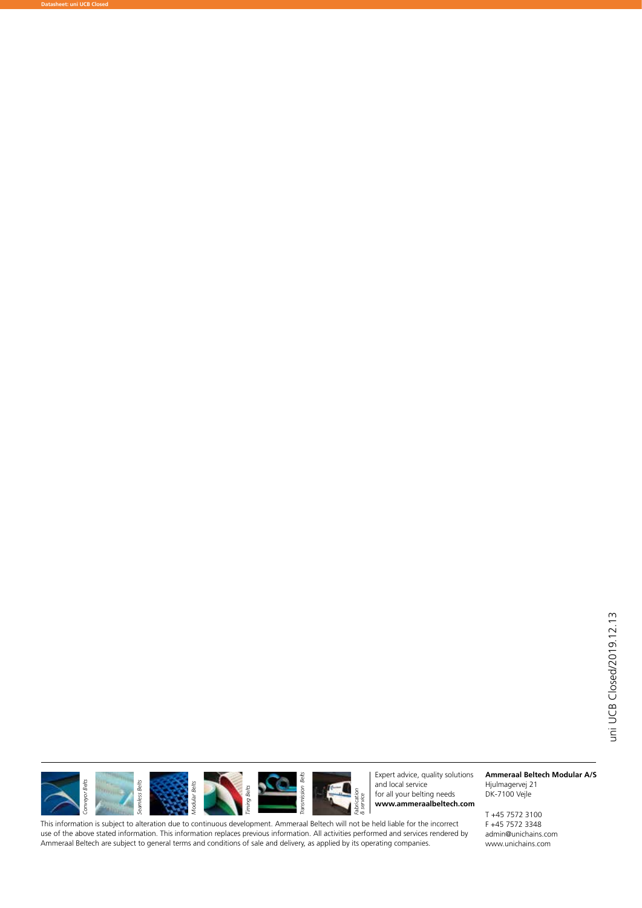Conveyor Belts

Seamless Belts

Modular Belts

Timing Belts

Transmission Belts

Fabrication & service

Expert advice, quality solutions and local service for all your belting needs
**www.ammeraalbeltech.com**

**Ammeraal Beltech Modular A/S**
Hjulmagervej 21
DK-7100 Vejle

T +45 7572 3100
F +45 7572 3348
admin@unichains.com
www.unichains.com

This information is subject to alteration due to continuous development. Ammeraal Beltech will not be held liable for the incorrect use of the above stated information. This information replaces previous information. All activities performed and services rendered by Ammeraal Beltech are subject to general terms and conditions of sale and delivery, as applied by its operating companies.

uni UCB Closed/2019.12.13